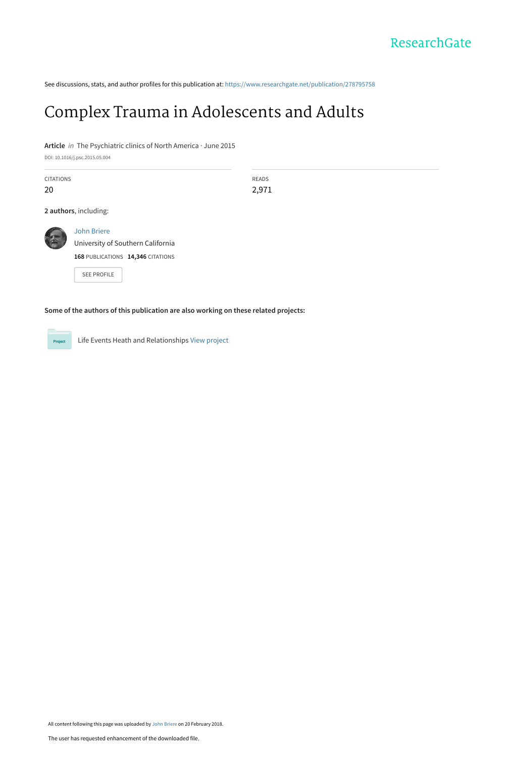See discussions, stats, and author profiles for this publication at: https://www.researchgate.net/publication/278795758

# Complex Trauma in Adolescents and Adults

**Article** *in* The Psychiatric clinics of North America · June 2015

DOI: 10.1016/j.psc.2015.05.004

| CITATIONS | READS |
| --- | --- |
| 20 | 2,971 |

**2 authors**, including:

John Briere
University of Southern California
**168** PUBLICATIONS **14,346** CITATIONS

SEE PROFILE

**Some of the authors of this publication are also working on these related projects:**

Life Events Heath and Relationships View project

All content following this page was uploaded by John Briere on 20 February 2018.

The user has requested enhancement of the downloaded file.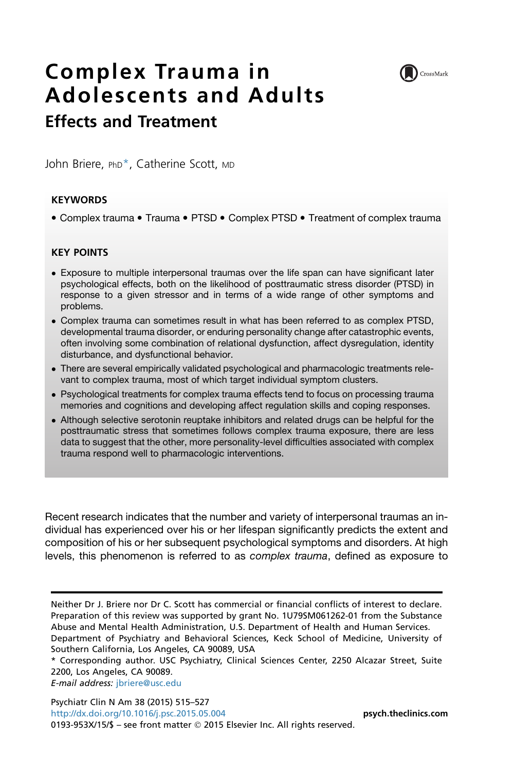# Complex Trauma in Adolescents and Adults

## Effects and Treatment

John Briere, PhD*, Catherine Scott, MD

**KEYWORDS**

- Complex trauma • Trauma • PTSD • Complex PTSD • Treatment of complex trauma

**KEY POINTS**

- Exposure to multiple interpersonal traumas over the life span can have significant later psychological effects, both on the likelihood of posttraumatic stress disorder (PTSD) in response to a given stressor and in terms of a wide range of other symptoms and problems.
- Complex trauma can sometimes result in what has been referred to as complex PTSD, developmental trauma disorder, or enduring personality change after catastrophic events, often involving some combination of relational dysfunction, affect dysregulation, identity disturbance, and dysfunctional behavior.
- There are several empirically validated psychological and pharmacologic treatments relevant to complex trauma, most of which target individual symptom clusters.
- Psychological treatments for complex trauma effects tend to focus on processing trauma memories and cognitions and developing affect regulation skills and coping responses.
- Although selective serotonin reuptake inhibitors and related drugs can be helpful for the posttraumatic stress that sometimes follows complex trauma exposure, there are less data to suggest that the other, more personality-level difficulties associated with complex trauma respond well to pharmacologic interventions.

Recent research indicates that the number and variety of interpersonal traumas an individual has experienced over his or her lifespan significantly predicts the extent and composition of his or her subsequent psychological symptoms and disorders. At high levels, this phenomenon is referred to as *complex trauma*, defined as exposure to

---

Neither Dr J. Briere nor Dr C. Scott has commercial or financial conflicts of interest to declare. Preparation of this review was supported by grant No. 1U79SM061262-01 from the Substance Abuse and Mental Health Administration, U.S. Department of Health and Human Services.
Department of Psychiatry and Behavioral Sciences, Keck School of Medicine, University of Southern California, Los Angeles, CA 90089, USA
* Corresponding author. USC Psychiatry, Clinical Sciences Center, 2250 Alcazar Street, Suite 2200, Los Angeles, CA 90089.
*E-mail address:* jbriere@usc.edu

http://dx.doi.org/10.1016/j.psc.2015.05.004
0193-953X/15/$ – see front matter © 2015 Elsevier Inc. All rights reserved.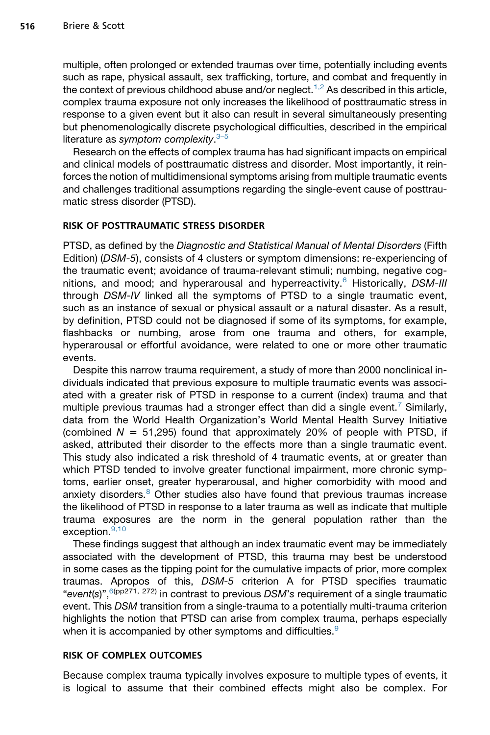multiple, often prolonged or extended traumas over time, potentially including events such as rape, physical assault, sex trafficking, torture, and combat and frequently in the context of previous childhood abuse and/or neglect.[1,2] As described in this article, complex trauma exposure not only increases the likelihood of posttraumatic stress in response to a given event but it also can result in several simultaneously presenting but phenomenologically discrete psychological difficulties, described in the empirical literature as *symptom complexity*.[3–5]

Research on the effects of complex trauma has had significant impacts on empirical and clinical models of posttraumatic distress and disorder. Most importantly, it reinforces the notion of multidimensional symptoms arising from multiple traumatic events and challenges traditional assumptions regarding the single-event cause of posttraumatic stress disorder (PTSD).

## RISK OF POSTTRAUMATIC STRESS DISORDER

PTSD, as defined by the *Diagnostic and Statistical Manual of Mental Disorders* (Fifth Edition) (*DSM-5*), consists of 4 clusters or symptom dimensions: re-experiencing of the traumatic event; avoidance of trauma-relevant stimuli; numbing, negative cognitions, and mood; and hyperarousal and hyperreactivity.[6] Historically, *DSM-III* through *DSM-IV* linked all the symptoms of PTSD to a single traumatic event, such as an instance of sexual or physical assault or a natural disaster. As a result, by definition, PTSD could not be diagnosed if some of its symptoms, for example, flashbacks or numbing, arose from one trauma and others, for example, hyperarousal or effortful avoidance, were related to one or more other traumatic events.

Despite this narrow trauma requirement, a study of more than 2000 nonclinical individuals indicated that previous exposure to multiple traumatic events was associated with a greater risk of PTSD in response to a current (index) trauma and that multiple previous traumas had a stronger effect than did a single event.[7] Similarly, data from the World Health Organization's World Mental Health Survey Initiative (combined $N$ = 51,295) found that approximately 20% of people with PTSD, if asked, attributed their disorder to the effects more than a single traumatic event. This study also indicated a risk threshold of 4 traumatic events, at or greater than which PTSD tended to involve greater functional impairment, more chronic symptoms, earlier onset, greater hyperarousal, and higher comorbidity with mood and anxiety disorders.[8] Other studies also have found that previous traumas increase the likelihood of PTSD in response to a later trauma as well as indicate that multiple trauma exposures are the norm in the general population rather than the exception.[9,10]

These findings suggest that although an index traumatic event may be immediately associated with the development of PTSD, this trauma may best be understood in some cases as the tipping point for the cumulative impacts of prior, more complex traumas. Apropos of this, *DSM-5* criterion A for PTSD specifies traumatic "*event*(*s*)",[6(pp271, 272)] in contrast to previous *DSM*'s requirement of a single traumatic event. This *DSM* transition from a single-trauma to a potentially multi-trauma criterion highlights the notion that PTSD can arise from complex trauma, perhaps especially when it is accompanied by other symptoms and difficulties.[9]

## RISK OF COMPLEX OUTCOMES

Because complex trauma typically involves exposure to multiple types of events, it is logical to assume that their combined effects might also be complex. For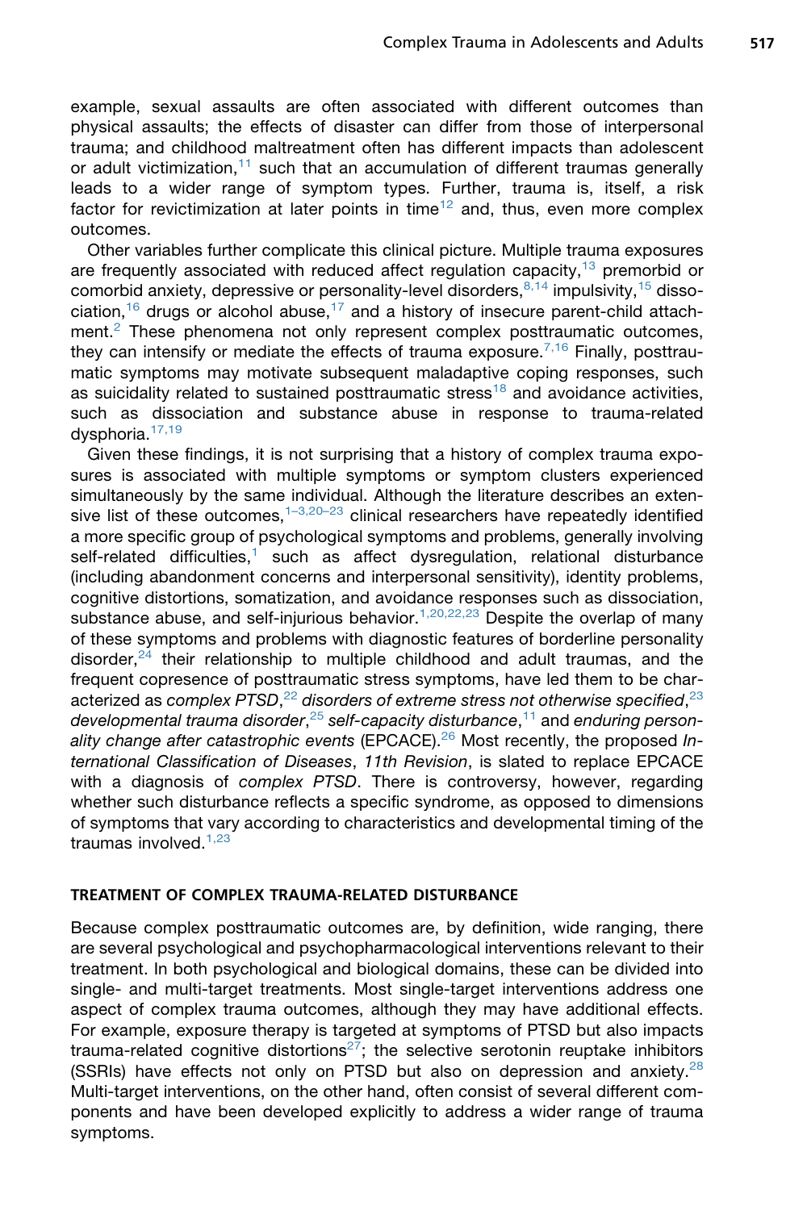example, sexual assaults are often associated with different outcomes than physical assaults; the effects of disaster can differ from those of interpersonal trauma; and childhood maltreatment often has different impacts than adolescent or adult victimization,[11] such that an accumulation of different traumas generally leads to a wider range of symptom types. Further, trauma is, itself, a risk factor for revictimization at later points in time[12] and, thus, even more complex outcomes.

Other variables further complicate this clinical picture. Multiple trauma exposures are frequently associated with reduced affect regulation capacity,[13] premorbid or comorbid anxiety, depressive or personality-level disorders,[8,14] impulsivity,[15] dissociation,[16] drugs or alcohol abuse,[17] and a history of insecure parent-child attachment.[2] These phenomena not only represent complex posttraumatic outcomes, they can intensify or mediate the effects of trauma exposure.[7,16] Finally, posttraumatic symptoms may motivate subsequent maladaptive coping responses, such as suicidality related to sustained posttraumatic stress[18] and avoidance activities, such as dissociation and substance abuse in response to trauma-related dysphoria.[17,19]

Given these findings, it is not surprising that a history of complex trauma exposures is associated with multiple symptoms or symptom clusters experienced simultaneously by the same individual. Although the literature describes an extensive list of these outcomes,[1–3,20–23] clinical researchers have repeatedly identified a more specific group of psychological symptoms and problems, generally involving self-related difficulties,[1] such as affect dysregulation, relational disturbance (including abandonment concerns and interpersonal sensitivity), identity problems, cognitive distortions, somatization, and avoidance responses such as dissociation, substance abuse, and self-injurious behavior.[1,20,22,23] Despite the overlap of many of these symptoms and problems with diagnostic features of borderline personality disorder,[24] their relationship to multiple childhood and adult traumas, and the frequent copresence of posttraumatic stress symptoms, have led them to be characterized as *complex PTSD*,[22] *disorders of extreme stress not otherwise specified*,[23] *developmental trauma disorder*,[25] *self-capacity disturbance*,[11] and *enduring personality change after catastrophic events* (EPCACE).[26] Most recently, the proposed *International Classification of Diseases*, *11th Revision*, is slated to replace EPCACE with a diagnosis of *complex PTSD*. There is controversy, however, regarding whether such disturbance reflects a specific syndrome, as opposed to dimensions of symptoms that vary according to characteristics and developmental timing of the traumas involved.[1,23]

## TREATMENT OF COMPLEX TRAUMA-RELATED DISTURBANCE

Because complex posttraumatic outcomes are, by definition, wide ranging, there are several psychological and psychopharmacological interventions relevant to their treatment. In both psychological and biological domains, these can be divided into single- and multi-target treatments. Most single-target interventions address one aspect of complex trauma outcomes, although they may have additional effects. For example, exposure therapy is targeted at symptoms of PTSD but also impacts trauma-related cognitive distortions[27]; the selective serotonin reuptake inhibitors (SSRIs) have effects not only on PTSD but also on depression and anxiety.[28] Multi-target interventions, on the other hand, often consist of several different components and have been developed explicitly to address a wider range of trauma symptoms.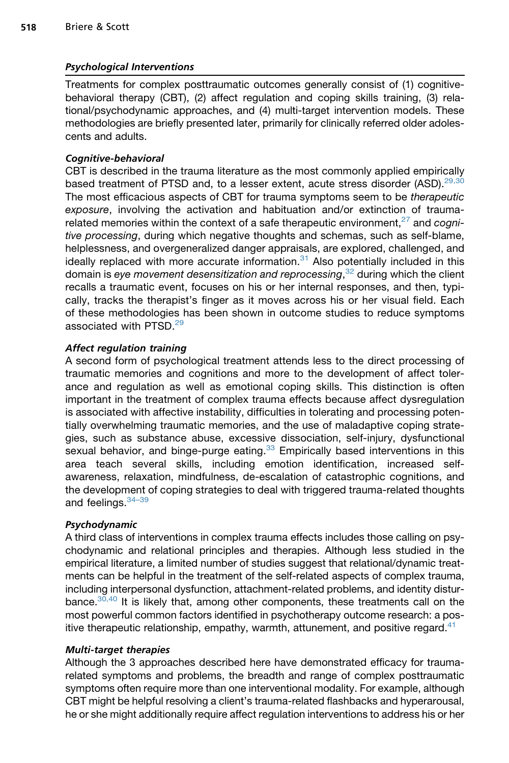## Psychological Interventions

Treatments for complex posttraumatic outcomes generally consist of (1) cognitive-behavioral therapy (CBT), (2) affect regulation and coping skills training, (3) relational/psychodynamic approaches, and (4) multi-target intervention models. These methodologies are briefly presented later, primarily for clinically referred older adolescents and adults.

### Cognitive-behavioral

CBT is described in the trauma literature as the most commonly applied empirically based treatment of PTSD and, to a lesser extent, acute stress disorder (ASD).[29,30] The most efficacious aspects of CBT for trauma symptoms seem to be *therapeutic exposure*, involving the activation and habituation and/or extinction of trauma-related memories within the context of a safe therapeutic environment,[27] and *cognitive processing*, during which negative thoughts and schemas, such as self-blame, helplessness, and overgeneralized danger appraisals, are explored, challenged, and ideally replaced with more accurate information.[31] Also potentially included in this domain is *eye movement desensitization and reprocessing*,[32] during which the client recalls a traumatic event, focuses on his or her internal responses, and then, typically, tracks the therapist's finger as it moves across his or her visual field. Each of these methodologies has been shown in outcome studies to reduce symptoms associated with PTSD.[29]

### Affect regulation training

A second form of psychological treatment attends less to the direct processing of traumatic memories and cognitions and more to the development of affect tolerance and regulation as well as emotional coping skills. This distinction is often important in the treatment of complex trauma effects because affect dysregulation is associated with affective instability, difficulties in tolerating and processing potentially overwhelming traumatic memories, and the use of maladaptive coping strategies, such as substance abuse, excessive dissociation, self-injury, dysfunctional sexual behavior, and binge-purge eating.[33] Empirically based interventions in this area teach several skills, including emotion identification, increased self-awareness, relaxation, mindfulness, de-escalation of catastrophic cognitions, and the development of coping strategies to deal with triggered trauma-related thoughts and feelings.[34–39]

### Psychodynamic

A third class of interventions in complex trauma effects includes those calling on psychodynamic and relational principles and therapies. Although less studied in the empirical literature, a limited number of studies suggest that relational/dynamic treatments can be helpful in the treatment of the self-related aspects of complex trauma, including interpersonal dysfunction, attachment-related problems, and identity disturbance.[30,40] It is likely that, among other components, these treatments call on the most powerful common factors identified in psychotherapy outcome research: a positive therapeutic relationship, empathy, warmth, attunement, and positive regard.[41]

### Multi-target therapies

Although the 3 approaches described here have demonstrated efficacy for trauma-related symptoms and problems, the breadth and range of complex posttraumatic symptoms often require more than one interventional modality. For example, although CBT might be helpful resolving a client's trauma-related flashbacks and hyperarousal, he or she might additionally require affect regulation interventions to address his or her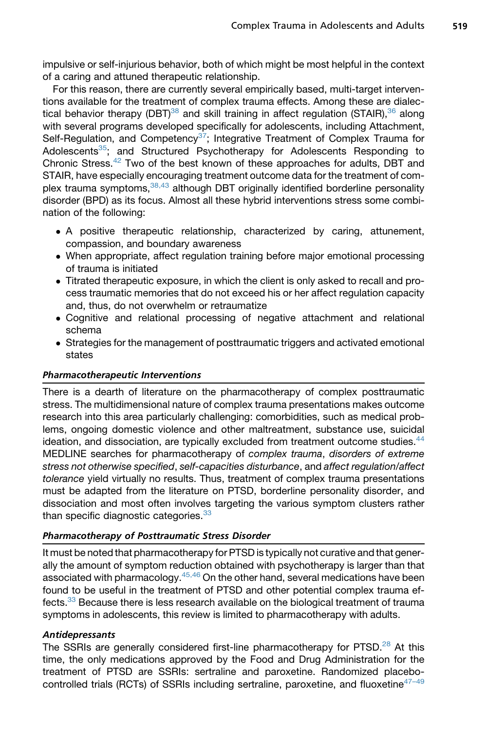impulsive or self-injurious behavior, both of which might be most helpful in the context of a caring and attuned therapeutic relationship.

For this reason, there are currently several empirically based, multi-target interventions available for the treatment of complex trauma effects. Among these are dialectical behavior therapy (DBT)[38] and skill training in affect regulation (STAIR),[36] along with several programs developed specifically for adolescents, including Attachment, Self-Regulation, and Competency[37]; Integrative Treatment of Complex Trauma for Adolescents[35]; and Structured Psychotherapy for Adolescents Responding to Chronic Stress.[42] Two of the best known of these approaches for adults, DBT and STAIR, have especially encouraging treatment outcome data for the treatment of complex trauma symptoms,[38,43] although DBT originally identified borderline personality disorder (BPD) as its focus. Almost all these hybrid interventions stress some combination of the following:

- A positive therapeutic relationship, characterized by caring, attunement, compassion, and boundary awareness
- When appropriate, affect regulation training before major emotional processing of trauma is initiated
- Titrated therapeutic exposure, in which the client is only asked to recall and process traumatic memories that do not exceed his or her affect regulation capacity and, thus, do not overwhelm or retraumatize
- Cognitive and relational processing of negative attachment and relational schema
- Strategies for the management of posttraumatic triggers and activated emotional states

### *Pharmacotherapeutic Interventions*

There is a dearth of literature on the pharmacotherapy of complex posttraumatic stress. The multidimensional nature of complex trauma presentations makes outcome research into this area particularly challenging: comorbidities, such as medical problems, ongoing domestic violence and other maltreatment, substance use, suicidal ideation, and dissociation, are typically excluded from treatment outcome studies.[44] MEDLINE searches for pharmacotherapy of *complex trauma*, *disorders of extreme stress not otherwise specified*, *self-capacities disturbance*, and *affect regulation/affect tolerance* yield virtually no results. Thus, treatment of complex trauma presentations must be adapted from the literature on PTSD, borderline personality disorder, and dissociation and most often involves targeting the various symptom clusters rather than specific diagnostic categories.[33]

### *Pharmacotherapy of Posttraumatic Stress Disorder*

It must be noted that pharmacotherapy for PTSD is typically not curative and that generally the amount of symptom reduction obtained with psychotherapy is larger than that associated with pharmacology.[45,46] On the other hand, several medications have been found to be useful in the treatment of PTSD and other potential complex trauma effects.[33] Because there is less research available on the biological treatment of trauma symptoms in adolescents, this review is limited to pharmacotherapy with adults.

#### ***Antidepressants***

The SSRIs are generally considered first-line pharmacotherapy for PTSD.[28] At this time, the only medications approved by the Food and Drug Administration for the treatment of PTSD are SSRIs: sertraline and paroxetine. Randomized placebo-controlled trials (RCTs) of SSRIs including sertraline, paroxetine, and fluoxetine[47–49]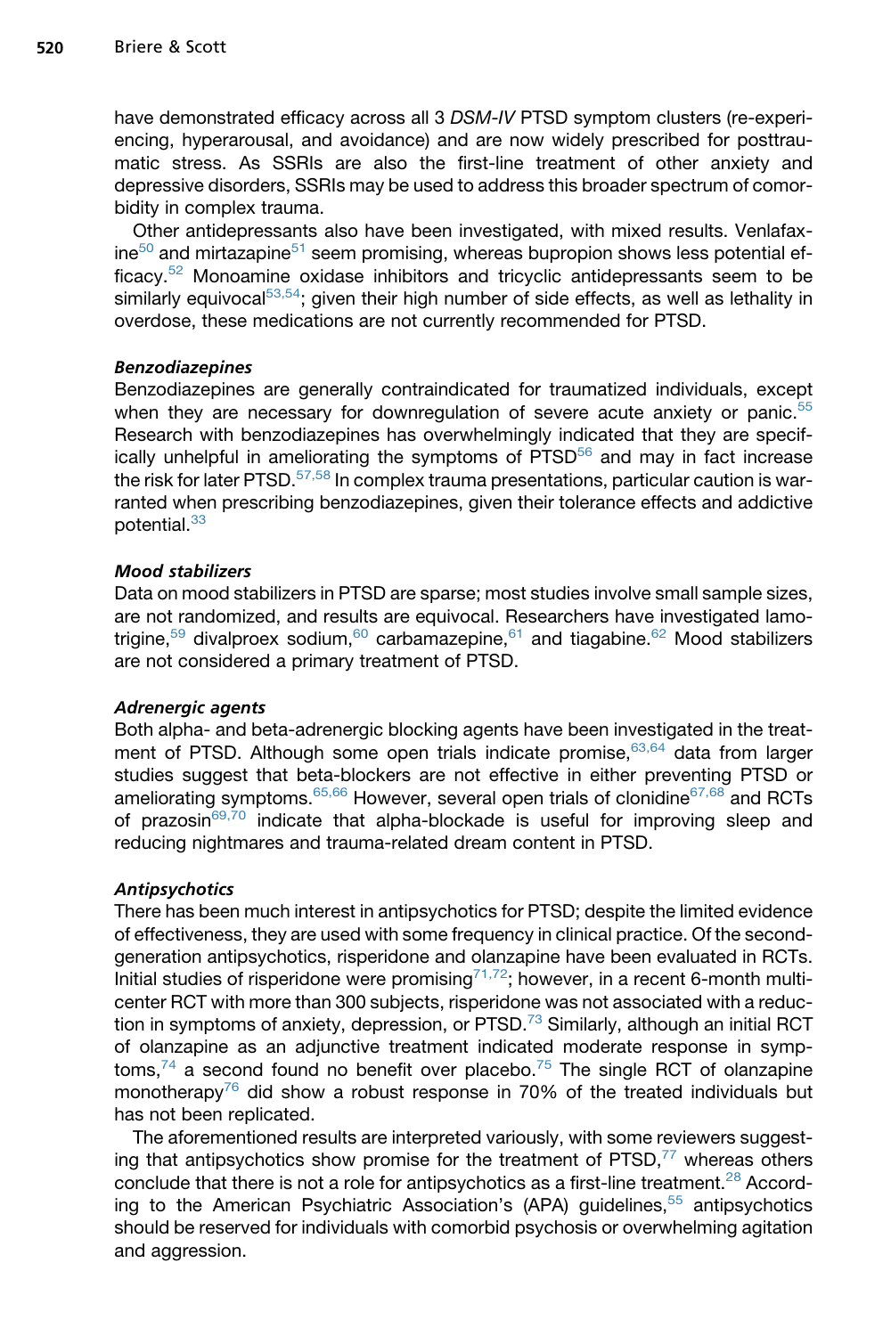have demonstrated efficacy across all 3 *DSM-IV* PTSD symptom clusters (re-experiencing, hyperarousal, and avoidance) and are now widely prescribed for posttraumatic stress. As SSRIs are also the first-line treatment of other anxiety and depressive disorders, SSRIs may be used to address this broader spectrum of comorbidity in complex trauma.

Other antidepressants also have been investigated, with mixed results. Venlafaxine[50] and mirtazapine[51] seem promising, whereas bupropion shows less potential efficacy.[52] Monoamine oxidase inhibitors and tricyclic antidepressants seem to be similarly equivocal[53,54]; given their high number of side effects, as well as lethality in overdose, these medications are not currently recommended for PTSD.

#### *Benzodiazepines*

Benzodiazepines are generally contraindicated for traumatized individuals, except when they are necessary for downregulation of severe acute anxiety or panic.[55] Research with benzodiazepines has overwhelmingly indicated that they are specifically unhelpful in ameliorating the symptoms of PTSD[56] and may in fact increase the risk for later PTSD.[57,58] In complex trauma presentations, particular caution is warranted when prescribing benzodiazepines, given their tolerance effects and addictive potential.[33]

#### *Mood stabilizers*

Data on mood stabilizers in PTSD are sparse; most studies involve small sample sizes, are not randomized, and results are equivocal. Researchers have investigated lamotrigine,[59] divalproex sodium,[60] carbamazepine,[61] and tiagabine.[62] Mood stabilizers are not considered a primary treatment of PTSD.

#### *Adrenergic agents*

Both alpha- and beta-adrenergic blocking agents have been investigated in the treatment of PTSD. Although some open trials indicate promise,[63,64] data from larger studies suggest that beta-blockers are not effective in either preventing PTSD or ameliorating symptoms.[65,66] However, several open trials of clonidine[67,68] and RCTs of prazosin[69,70] indicate that alpha-blockade is useful for improving sleep and reducing nightmares and trauma-related dream content in PTSD.

#### *Antipsychotics*

There has been much interest in antipsychotics for PTSD; despite the limited evidence of effectiveness, they are used with some frequency in clinical practice. Of the second-generation antipsychotics, risperidone and olanzapine have been evaluated in RCTs. Initial studies of risperidone were promising[71,72]; however, in a recent 6-month multicenter RCT with more than 300 subjects, risperidone was not associated with a reduction in symptoms of anxiety, depression, or PTSD.[73] Similarly, although an initial RCT of olanzapine as an adjunctive treatment indicated moderate response in symptoms,[74] a second found no benefit over placebo.[75] The single RCT of olanzapine monotherapy[76] did show a robust response in 70% of the treated individuals but has not been replicated.

The aforementioned results are interpreted variously, with some reviewers suggesting that antipsychotics show promise for the treatment of PTSD,[77] whereas others conclude that there is not a role for antipsychotics as a first-line treatment.[28] According to the American Psychiatric Association's (APA) guidelines,[55] antipsychotics should be reserved for individuals with comorbid psychosis or overwhelming agitation and aggression.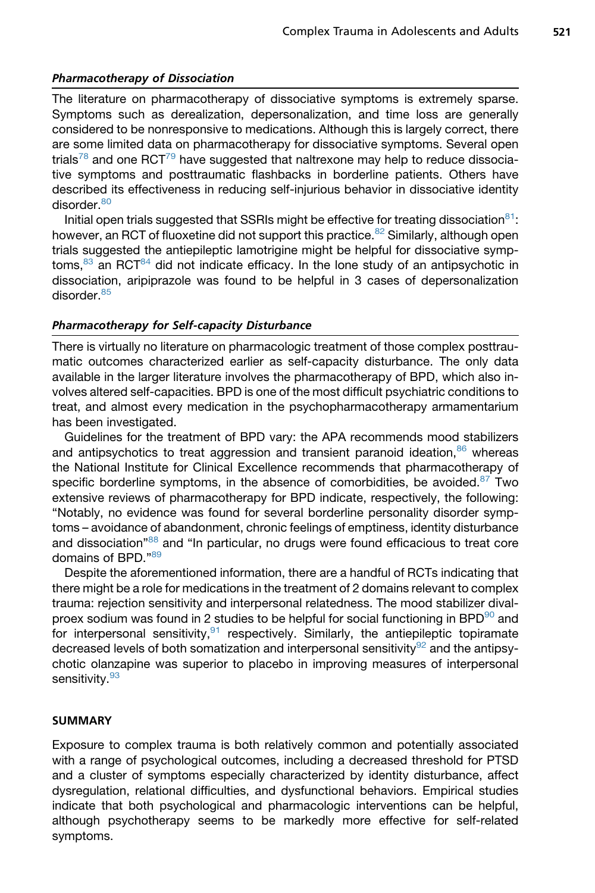### *Pharmacotherapy of Dissociation*

The literature on pharmacotherapy of dissociative symptoms is extremely sparse. Symptoms such as derealization, depersonalization, and time loss are generally considered to be nonresponsive to medications. Although this is largely correct, there are some limited data on pharmacotherapy for dissociative symptoms. Several open trials[78] and one RCT[79] have suggested that naltrexone may help to reduce dissociative symptoms and posttraumatic flashbacks in borderline patients. Others have described its effectiveness in reducing self-injurious behavior in dissociative identity disorder.[80]

Initial open trials suggested that SSRIs might be effective for treating dissociation[81]: however, an RCT of fluoxetine did not support this practice.[82] Similarly, although open trials suggested the antiepileptic lamotrigine might be helpful for dissociative symptoms,[83] an RCT[84] did not indicate efficacy. In the lone study of an antipsychotic in dissociation, aripiprazole was found to be helpful in 3 cases of depersonalization disorder.[85]

### *Pharmacotherapy for Self-capacity Disturbance*

There is virtually no literature on pharmacologic treatment of those complex posttraumatic outcomes characterized earlier as self-capacity disturbance. The only data available in the larger literature involves the pharmacotherapy of BPD, which also involves altered self-capacities. BPD is one of the most difficult psychiatric conditions to treat, and almost every medication in the psychopharmacotherapy armamentarium has been investigated.

Guidelines for the treatment of BPD vary: the APA recommends mood stabilizers and antipsychotics to treat aggression and transient paranoid ideation,[86] whereas the National Institute for Clinical Excellence recommends that pharmacotherapy of specific borderline symptoms, in the absence of comorbidities, be avoided.[87] Two extensive reviews of pharmacotherapy for BPD indicate, respectively, the following: "Notably, no evidence was found for several borderline personality disorder symptoms – avoidance of abandonment, chronic feelings of emptiness, identity disturbance and dissociation"[88] and "In particular, no drugs were found efficacious to treat core domains of BPD."[89]

Despite the aforementioned information, there are a handful of RCTs indicating that there might be a role for medications in the treatment of 2 domains relevant to complex trauma: rejection sensitivity and interpersonal relatedness. The mood stabilizer divalproex sodium was found in 2 studies to be helpful for social functioning in BPD[90] and for interpersonal sensitivity,[91] respectively. Similarly, the antiepileptic topiramate decreased levels of both somatization and interpersonal sensitivity[92] and the antipsychotic olanzapine was superior to placebo in improving measures of interpersonal sensitivity.[93]

## SUMMARY

Exposure to complex trauma is both relatively common and potentially associated with a range of psychological outcomes, including a decreased threshold for PTSD and a cluster of symptoms especially characterized by identity disturbance, affect dysregulation, relational difficulties, and dysfunctional behaviors. Empirical studies indicate that both psychological and pharmacologic interventions can be helpful, although psychotherapy seems to be markedly more effective for self-related symptoms.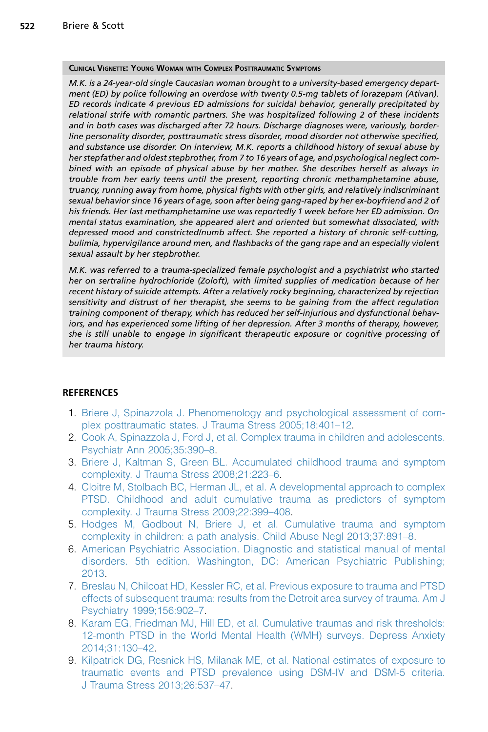### Clinical Vignette: Young Woman with Complex Posttraumatic Symptoms

*M.K. is a 24-year-old single Caucasian woman brought to a university-based emergency department (ED) by police following an overdose with twenty 0.5-mg tablets of lorazepam (Ativan). ED records indicate 4 previous ED admissions for suicidal behavior, generally precipitated by relational strife with romantic partners. She was hospitalized following 2 of these incidents and in both cases was discharged after 72 hours. Discharge diagnoses were, variously, borderline personality disorder, posttraumatic stress disorder, mood disorder not otherwise specified, and substance use disorder. On interview, M.K. reports a childhood history of sexual abuse by her stepfather and oldest stepbrother, from 7 to 16 years of age, and psychological neglect combined with an episode of physical abuse by her mother. She describes herself as always in trouble from her early teens until the present, reporting chronic methamphetamine abuse, truancy, running away from home, physical fights with other girls, and relatively indiscriminant sexual behavior since 16 years of age, soon after being gang-raped by her ex-boyfriend and 2 of his friends. Her last methamphetamine use was reportedly 1 week before her ED admission. On mental status examination, she appeared alert and oriented but somewhat dissociated, with depressed mood and constricted/numb affect. She reported a history of chronic self-cutting, bulimia, hypervigilance around men, and flashbacks of the gang rape and an especially violent sexual assault by her stepbrother.*

*M.K. was referred to a trauma-specialized female psychologist and a psychiatrist who started her on sertraline hydrochloride (Zoloft), with limited supplies of medication because of her recent history of suicide attempts. After a relatively rocky beginning, characterized by rejection sensitivity and distrust of her therapist, she seems to be gaining from the affect regulation training component of therapy, which has reduced her self-injurious and dysfunctional behaviors, and has experienced some lifting of her depression. After 3 months of therapy, however, she is still unable to engage in significant therapeutic exposure or cognitive processing of her trauma history.*

## REFERENCES

1. Briere J, Spinazzola J. Phenomenology and psychological assessment of complex posttraumatic states. J Trauma Stress 2005;18:401–12.
2. Cook A, Spinazzola J, Ford J, et al. Complex trauma in children and adolescents. Psychiatr Ann 2005;35:390–8.
3. Briere J, Kaltman S, Green BL. Accumulated childhood trauma and symptom complexity. J Trauma Stress 2008;21:223–6.
4. Cloitre M, Stolbach BC, Herman JL, et al. A developmental approach to complex PTSD. Childhood and adult cumulative trauma as predictors of symptom complexity. J Trauma Stress 2009;22:399–408.
5. Hodges M, Godbout N, Briere J, et al. Cumulative trauma and symptom complexity in children: a path analysis. Child Abuse Negl 2013;37:891–8.
6. American Psychiatric Association. Diagnostic and statistical manual of mental disorders. 5th edition. Washington, DC: American Psychiatric Publishing; 2013.
7. Breslau N, Chilcoat HD, Kessler RC, et al. Previous exposure to trauma and PTSD effects of subsequent trauma: results from the Detroit area survey of trauma. Am J Psychiatry 1999;156:902–7.
8. Karam EG, Friedman MJ, Hill ED, et al. Cumulative traumas and risk thresholds: 12-month PTSD in the World Mental Health (WMH) surveys. Depress Anxiety 2014;31:130–42.
9. Kilpatrick DG, Resnick HS, Milanak ME, et al. National estimates of exposure to traumatic events and PTSD prevalence using DSM-IV and DSM-5 criteria. J Trauma Stress 2013;26:537–47.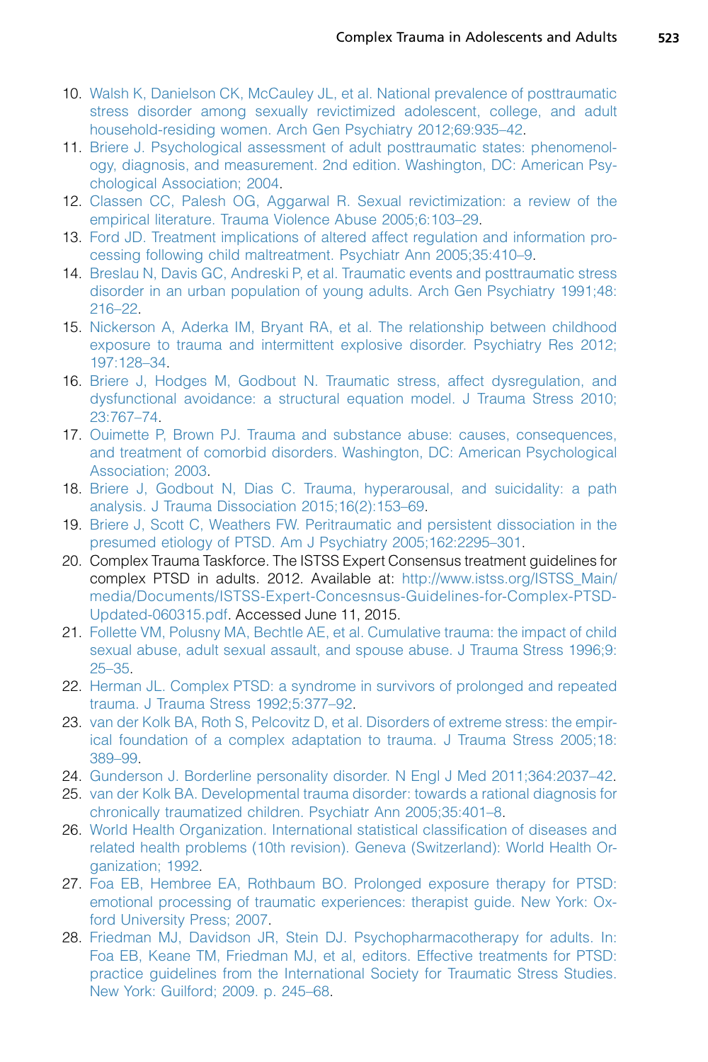10. Walsh K, Danielson CK, McCauley JL, et al. National prevalence of posttraumatic stress disorder among sexually revictimized adolescent, college, and adult household-residing women. Arch Gen Psychiatry 2012;69:935–42.
11. Briere J. Psychological assessment of adult posttraumatic states: phenomenology, diagnosis, and measurement. 2nd edition. Washington, DC: American Psychological Association; 2004.
12. Classen CC, Palesh OG, Aggarwal R. Sexual revictimization: a review of the empirical literature. Trauma Violence Abuse 2005;6:103–29.
13. Ford JD. Treatment implications of altered affect regulation and information processing following child maltreatment. Psychiatr Ann 2005;35:410–9.
14. Breslau N, Davis GC, Andreski P, et al. Traumatic events and posttraumatic stress disorder in an urban population of young adults. Arch Gen Psychiatry 1991;48:216–22.
15. Nickerson A, Aderka IM, Bryant RA, et al. The relationship between childhood exposure to trauma and intermittent explosive disorder. Psychiatry Res 2012;197:128–34.
16. Briere J, Hodges M, Godbout N. Traumatic stress, affect dysregulation, and dysfunctional avoidance: a structural equation model. J Trauma Stress 2010;23:767–74.
17. Ouimette P, Brown PJ. Trauma and substance abuse: causes, consequences, and treatment of comorbid disorders. Washington, DC: American Psychological Association; 2003.
18. Briere J, Godbout N, Dias C. Trauma, hyperarousal, and suicidality: a path analysis. J Trauma Dissociation 2015;16(2):153–69.
19. Briere J, Scott C, Weathers FW. Peritraumatic and persistent dissociation in the presumed etiology of PTSD. Am J Psychiatry 2005;162:2295–301.
20. Complex Trauma Taskforce. The ISTSS Expert Consensus treatment guidelines for complex PTSD in adults. 2012. Available at: http://www.istss.org/ISTSS_Main/media/Documents/ISTSS-Expert-Concesnsus-Guidelines-for-Complex-PTSD-Updated-060315.pdf. Accessed June 11, 2015.
21. Follette VM, Polusny MA, Bechtle AE, et al. Cumulative trauma: the impact of child sexual abuse, adult sexual assault, and spouse abuse. J Trauma Stress 1996;9:25–35.
22. Herman JL. Complex PTSD: a syndrome in survivors of prolonged and repeated trauma. J Trauma Stress 1992;5:377–92.
23. van der Kolk BA, Roth S, Pelcovitz D, et al. Disorders of extreme stress: the empirical foundation of a complex adaptation to trauma. J Trauma Stress 2005;18:389–99.
24. Gunderson J. Borderline personality disorder. N Engl J Med 2011;364:2037–42.
25. van der Kolk BA. Developmental trauma disorder: towards a rational diagnosis for chronically traumatized children. Psychiatr Ann 2005;35:401–8.
26. World Health Organization. International statistical classification of diseases and related health problems (10th revision). Geneva (Switzerland): World Health Organization; 1992.
27. Foa EB, Hembree EA, Rothbaum BO. Prolonged exposure therapy for PTSD: emotional processing of traumatic experiences: therapist guide. New York: Oxford University Press; 2007.
28. Friedman MJ, Davidson JR, Stein DJ. Psychopharmacotherapy for adults. In: Foa EB, Keane TM, Friedman MJ, et al, editors. Effective treatments for PTSD: practice guidelines from the International Society for Traumatic Stress Studies. New York: Guilford; 2009. p. 245–68.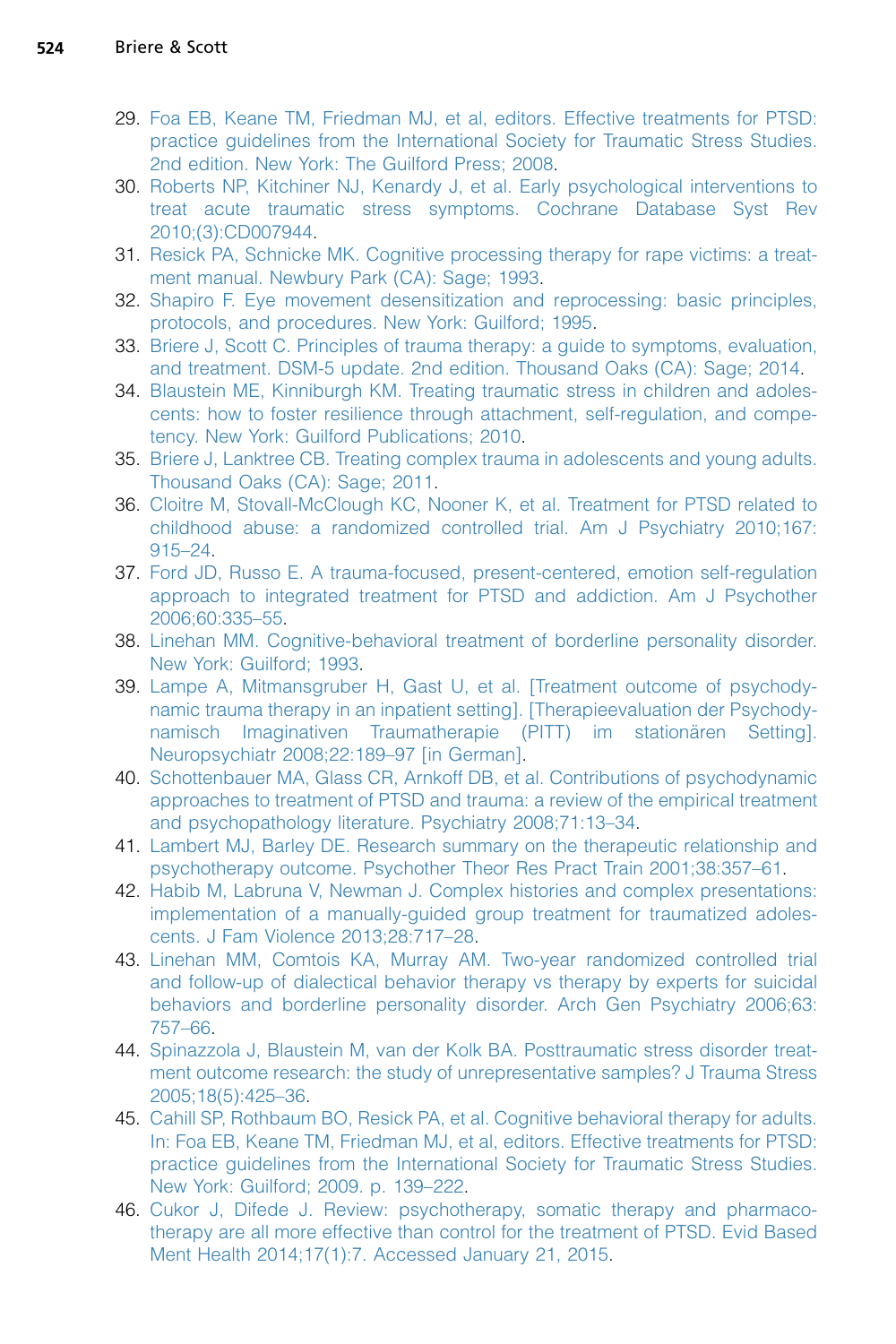29. Foa EB, Keane TM, Friedman MJ, et al, editors. Effective treatments for PTSD: practice guidelines from the International Society for Traumatic Stress Studies. 2nd edition. New York: The Guilford Press; 2008.
30. Roberts NP, Kitchiner NJ, Kenardy J, et al. Early psychological interventions to treat acute traumatic stress symptoms. Cochrane Database Syst Rev 2010;(3):CD007944.
31. Resick PA, Schnicke MK. Cognitive processing therapy for rape victims: a treatment manual. Newbury Park (CA): Sage; 1993.
32. Shapiro F. Eye movement desensitization and reprocessing: basic principles, protocols, and procedures. New York: Guilford; 1995.
33. Briere J, Scott C. Principles of trauma therapy: a guide to symptoms, evaluation, and treatment. DSM-5 update. 2nd edition. Thousand Oaks (CA): Sage; 2014.
34. Blaustein ME, Kinniburgh KM. Treating traumatic stress in children and adolescents: how to foster resilience through attachment, self-regulation, and competency. New York: Guilford Publications; 2010.
35. Briere J, Lanktree CB. Treating complex trauma in adolescents and young adults. Thousand Oaks (CA): Sage; 2011.
36. Cloitre M, Stovall-McClough KC, Nooner K, et al. Treatment for PTSD related to childhood abuse: a randomized controlled trial. Am J Psychiatry 2010;167:915–24.
37. Ford JD, Russo E. A trauma-focused, present-centered, emotion self-regulation approach to integrated treatment for PTSD and addiction. Am J Psychother 2006;60:335–55.
38. Linehan MM. Cognitive-behavioral treatment of borderline personality disorder. New York: Guilford; 1993.
39. Lampe A, Mitmansgruber H, Gast U, et al. [Treatment outcome of psychodynamic trauma therapy in an inpatient setting]. [Therapieevaluation der Psychodynamisch Imaginativen Traumatherapie (PITT) im stationären Setting]. Neuropsychiatr 2008;22:189–97 [in German].
40. Schottenbauer MA, Glass CR, Arnkoff DB, et al. Contributions of psychodynamic approaches to treatment of PTSD and trauma: a review of the empirical treatment and psychopathology literature. Psychiatry 2008;71:13–34.
41. Lambert MJ, Barley DE. Research summary on the therapeutic relationship and psychotherapy outcome. Psychother Theor Res Pract Train 2001;38:357–61.
42. Habib M, Labruna V, Newman J. Complex histories and complex presentations: implementation of a manually-guided group treatment for traumatized adolescents. J Fam Violence 2013;28:717–28.
43. Linehan MM, Comtois KA, Murray AM. Two-year randomized controlled trial and follow-up of dialectical behavior therapy vs therapy by experts for suicidal behaviors and borderline personality disorder. Arch Gen Psychiatry 2006;63:757–66.
44. Spinazzola J, Blaustein M, van der Kolk BA. Posttraumatic stress disorder treatment outcome research: the study of unrepresentative samples? J Trauma Stress 2005;18(5):425–36.
45. Cahill SP, Rothbaum BO, Resick PA, et al. Cognitive behavioral therapy for adults. In: Foa EB, Keane TM, Friedman MJ, et al, editors. Effective treatments for PTSD: practice guidelines from the International Society for Traumatic Stress Studies. New York: Guilford; 2009. p. 139–222.
46. Cukor J, Difede J. Review: psychotherapy, somatic therapy and pharmacotherapy are all more effective than control for the treatment of PTSD. Evid Based Ment Health 2014;17(1):7. Accessed January 21, 2015.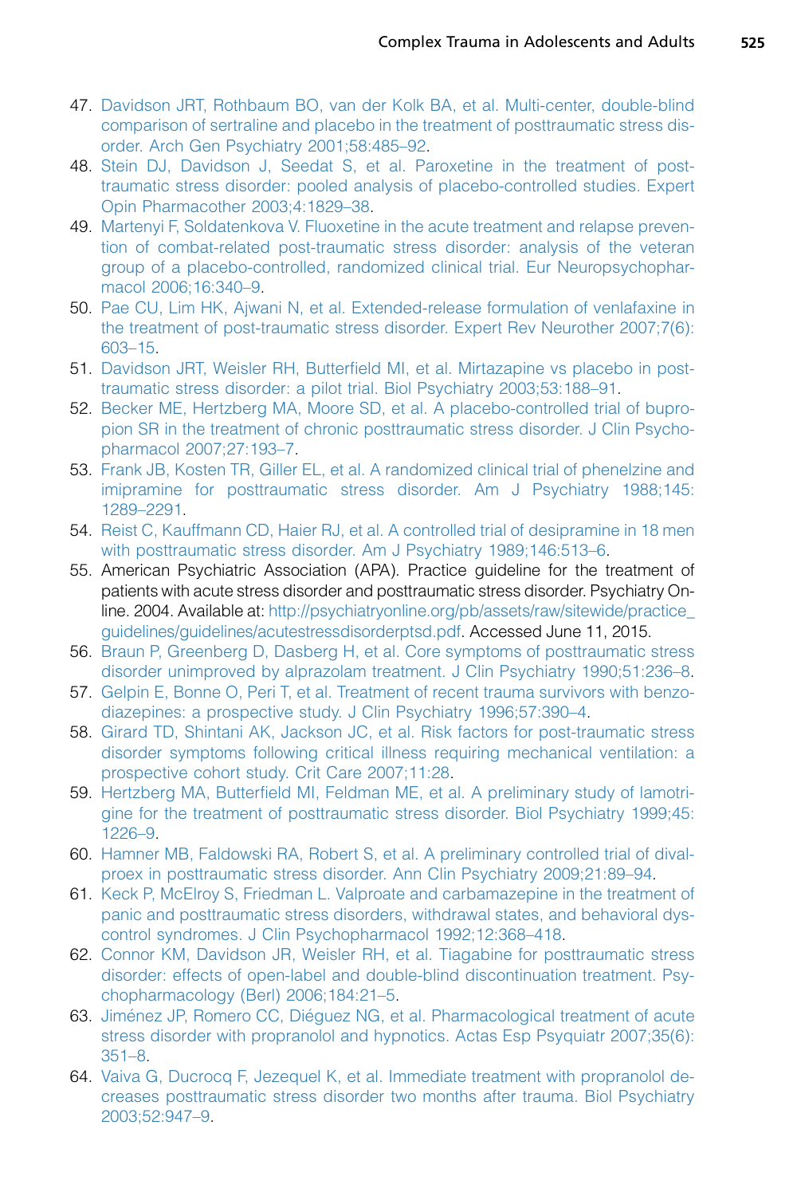47. Davidson JRT, Rothbaum BO, van der Kolk BA, et al. Multi-center, double-blind comparison of sertraline and placebo in the treatment of posttraumatic stress disorder. Arch Gen Psychiatry 2001;58:485–92.
48. Stein DJ, Davidson J, Seedat S, et al. Paroxetine in the treatment of post-traumatic stress disorder: pooled analysis of placebo-controlled studies. Expert Opin Pharmacother 2003;4:1829–38.
49. Martenyi F, Soldatenkova V. Fluoxetine in the acute treatment and relapse prevention of combat-related post-traumatic stress disorder: analysis of the veteran group of a placebo-controlled, randomized clinical trial. Eur Neuropsychopharmacol 2006;16:340–9.
50. Pae CU, Lim HK, Ajwani N, et al. Extended-release formulation of venlafaxine in the treatment of post-traumatic stress disorder. Expert Rev Neurother 2007;7(6):603–15.
51. Davidson JRT, Weisler RH, Butterfield MI, et al. Mirtazapine vs placebo in post-traumatic stress disorder: a pilot trial. Biol Psychiatry 2003;53:188–91.
52. Becker ME, Hertzberg MA, Moore SD, et al. A placebo-controlled trial of bupropion SR in the treatment of chronic posttraumatic stress disorder. J Clin Psychopharmacol 2007;27:193–7.
53. Frank JB, Kosten TR, Giller EL, et al. A randomized clinical trial of phenelzine and imipramine for posttraumatic stress disorder. Am J Psychiatry 1988;145:1289–2291.
54. Reist C, Kauffmann CD, Haier RJ, et al. A controlled trial of desipramine in 18 men with posttraumatic stress disorder. Am J Psychiatry 1989;146:513–6.
55. American Psychiatric Association (APA). Practice guideline for the treatment of patients with acute stress disorder and posttraumatic stress disorder. Psychiatry Online. 2004. Available at: http://psychiatryonline.org/pb/assets/raw/sitewide/practice_guidelines/guidelines/acutestressdisorderptsd.pdf. Accessed June 11, 2015.
56. Braun P, Greenberg D, Dasberg H, et al. Core symptoms of posttraumatic stress disorder unimproved by alprazolam treatment. J Clin Psychiatry 1990;51:236–8.
57. Gelpin E, Bonne O, Peri T, et al. Treatment of recent trauma survivors with benzodiazepines: a prospective study. J Clin Psychiatry 1996;57:390–4.
58. Girard TD, Shintani AK, Jackson JC, et al. Risk factors for post-traumatic stress disorder symptoms following critical illness requiring mechanical ventilation: a prospective cohort study. Crit Care 2007;11:28.
59. Hertzberg MA, Butterfield MI, Feldman ME, et al. A preliminary study of lamotrigine for the treatment of posttraumatic stress disorder. Biol Psychiatry 1999;45:1226–9.
60. Hamner MB, Faldowski RA, Robert S, et al. A preliminary controlled trial of divalproex in posttraumatic stress disorder. Ann Clin Psychiatry 2009;21:89–94.
61. Keck P, McElroy S, Friedman L. Valproate and carbamazepine in the treatment of panic and posttraumatic stress disorders, withdrawal states, and behavioral dyscontrol syndromes. J Clin Psychopharmacol 1992;12:368–418.
62. Connor KM, Davidson JR, Weisler RH, et al. Tiagabine for posttraumatic stress disorder: effects of open-label and double-blind discontinuation treatment. Psychopharmacology (Berl) 2006;184:21–5.
63. Jiménez JP, Romero CC, Diéguez NG, et al. Pharmacological treatment of acute stress disorder with propranolol and hypnotics. Actas Esp Psyquiatr 2007;35(6):351–8.
64. Vaiva G, Ducrocq F, Jezequel K, et al. Immediate treatment with propranolol decreases posttraumatic stress disorder two months after trauma. Biol Psychiatry 2003;52:947–9.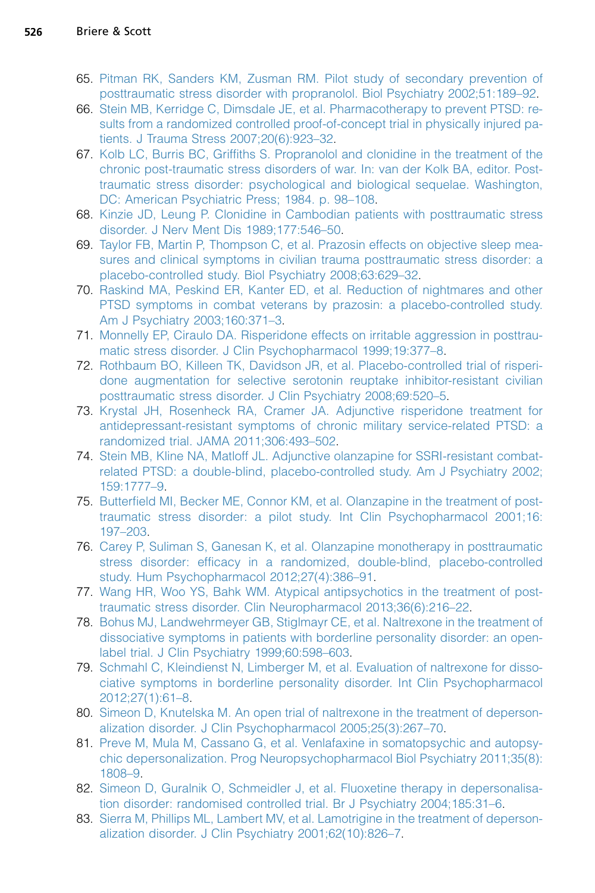65. Pitman RK, Sanders KM, Zusman RM. Pilot study of secondary prevention of posttraumatic stress disorder with propranolol. Biol Psychiatry 2002;51:189–92.
66. Stein MB, Kerridge C, Dimsdale JE, et al. Pharmacotherapy to prevent PTSD: results from a randomized controlled proof-of-concept trial in physically injured patients. J Trauma Stress 2007;20(6):923–32.
67. Kolb LC, Burris BC, Griffiths S. Propranolol and clonidine in the treatment of the chronic post-traumatic stress disorders of war. In: van der Kolk BA, editor. Posttraumatic stress disorder: psychological and biological sequelae. Washington, DC: American Psychiatric Press; 1984. p. 98–108.
68. Kinzie JD, Leung P. Clonidine in Cambodian patients with posttraumatic stress disorder. J Nerv Ment Dis 1989;177:546–50.
69. Taylor FB, Martin P, Thompson C, et al. Prazosin effects on objective sleep measures and clinical symptoms in civilian trauma posttraumatic stress disorder: a placebo-controlled study. Biol Psychiatry 2008;63:629–32.
70. Raskind MA, Peskind ER, Kanter ED, et al. Reduction of nightmares and other PTSD symptoms in combat veterans by prazosin: a placebo-controlled study. Am J Psychiatry 2003;160:371–3.
71. Monnelly EP, Ciraulo DA. Risperidone effects on irritable aggression in posttraumatic stress disorder. J Clin Psychopharmacol 1999;19:377–8.
72. Rothbaum BO, Killeen TK, Davidson JR, et al. Placebo-controlled trial of risperidone augmentation for selective serotonin reuptake inhibitor-resistant civilian posttraumatic stress disorder. J Clin Psychiatry 2008;69:520–5.
73. Krystal JH, Rosenheck RA, Cramer JA. Adjunctive risperidone treatment for antidepressant-resistant symptoms of chronic military service-related PTSD: a randomized trial. JAMA 2011;306:493–502.
74. Stein MB, Kline NA, Matloff JL. Adjunctive olanzapine for SSRI-resistant combat-related PTSD: a double-blind, placebo-controlled study. Am J Psychiatry 2002; 159:1777–9.
75. Butterfield MI, Becker ME, Connor KM, et al. Olanzapine in the treatment of post-traumatic stress disorder: a pilot study. Int Clin Psychopharmacol 2001;16: 197–203.
76. Carey P, Suliman S, Ganesan K, et al. Olanzapine monotherapy in posttraumatic stress disorder: efficacy in a randomized, double-blind, placebo-controlled study. Hum Psychopharmacol 2012;27(4):386–91.
77. Wang HR, Woo YS, Bahk WM. Atypical antipsychotics in the treatment of post-traumatic stress disorder. Clin Neuropharmacol 2013;36(6):216–22.
78. Bohus MJ, Landwehrmeyer GB, Stiglmayr CE, et al. Naltrexone in the treatment of dissociative symptoms in patients with borderline personality disorder: an open-label trial. J Clin Psychiatry 1999;60:598–603.
79. Schmahl C, Kleindienst N, Limberger M, et al. Evaluation of naltrexone for dissociative symptoms in borderline personality disorder. Int Clin Psychopharmacol 2012;27(1):61–8.
80. Simeon D, Knutelska M. An open trial of naltrexone in the treatment of depersonalization disorder. J Clin Psychopharmacol 2005;25(3):267–70.
81. Preve M, Mula M, Cassano G, et al. Venlafaxine in somatopsychic and autopsychic depersonalization. Prog Neuropsychopharmacol Biol Psychiatry 2011;35(8): 1808–9.
82. Simeon D, Guralnik O, Schmeidler J, et al. Fluoxetine therapy in depersonalisation disorder: randomised controlled trial. Br J Psychiatry 2004;185:31–6.
83. Sierra M, Phillips ML, Lambert MV, et al. Lamotrigine in the treatment of depersonalization disorder. J Clin Psychiatry 2001;62(10):826–7.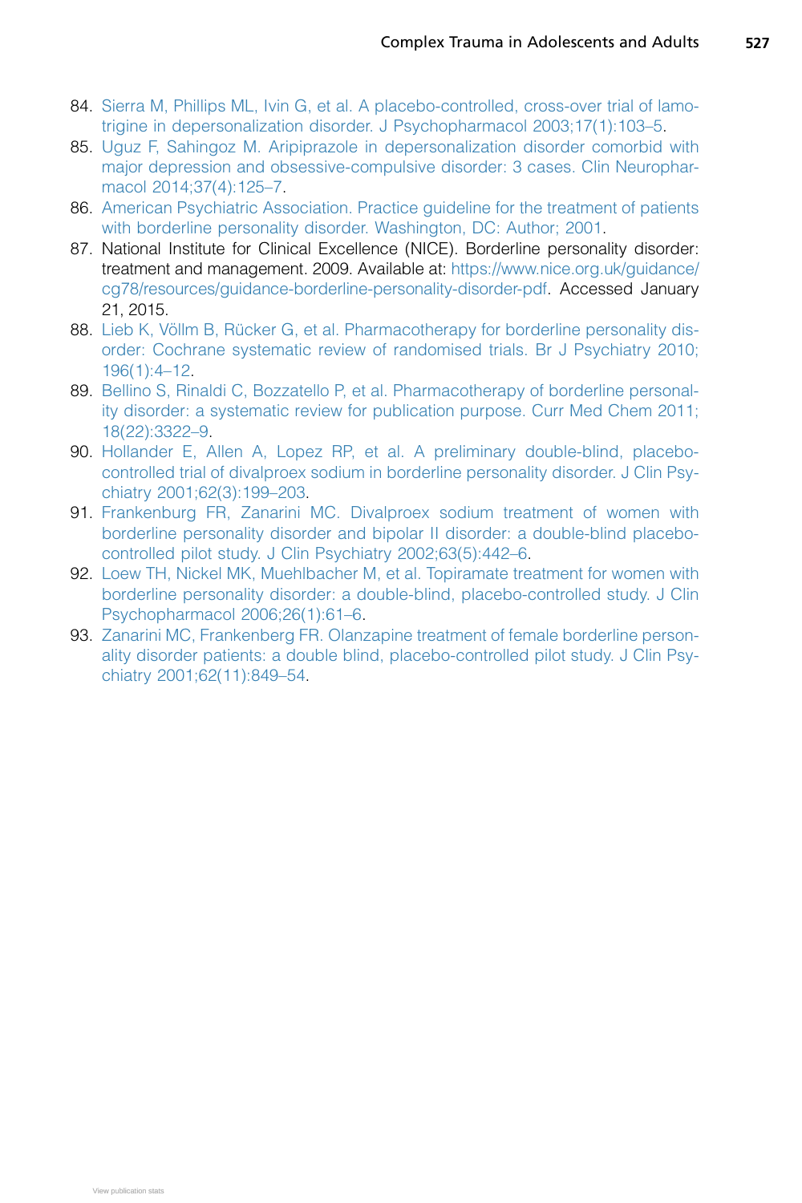84. Sierra M, Phillips ML, Ivin G, et al. A placebo-controlled, cross-over trial of lamotrigine in depersonalization disorder. J Psychopharmacol 2003;17(1):103–5.
85. Uguz F, Sahingoz M. Aripiprazole in depersonalization disorder comorbid with major depression and obsessive-compulsive disorder: 3 cases. Clin Neuropharmacol 2014;37(4):125–7.
86. American Psychiatric Association. Practice guideline for the treatment of patients with borderline personality disorder. Washington, DC: Author; 2001.
87. National Institute for Clinical Excellence (NICE). Borderline personality disorder: treatment and management. 2009. Available at: https://www.nice.org.uk/guidance/cg78/resources/guidance-borderline-personality-disorder-pdf. Accessed January 21, 2015.
88. Lieb K, Völlm B, Rücker G, et al. Pharmacotherapy for borderline personality disorder: Cochrane systematic review of randomised trials. Br J Psychiatry 2010;196(1):4–12.
89. Bellino S, Rinaldi C, Bozzatello P, et al. Pharmacotherapy of borderline personality disorder: a systematic review for publication purpose. Curr Med Chem 2011;18(22):3322–9.
90. Hollander E, Allen A, Lopez RP, et al. A preliminary double-blind, placebo-controlled trial of divalproex sodium in borderline personality disorder. J Clin Psychiatry 2001;62(3):199–203.
91. Frankenburg FR, Zanarini MC. Divalproex sodium treatment of women with borderline personality disorder and bipolar II disorder: a double-blind placebo-controlled pilot study. J Clin Psychiatry 2002;63(5):442–6.
92. Loew TH, Nickel MK, Muehlbacher M, et al. Topiramate treatment for women with borderline personality disorder: a double-blind, placebo-controlled study. J Clin Psychopharmacol 2006;26(1):61–6.
93. Zanarini MC, Frankenberg FR. Olanzapine treatment of female borderline personality disorder patients: a double blind, placebo-controlled pilot study. J Clin Psychiatry 2001;62(11):849–54.